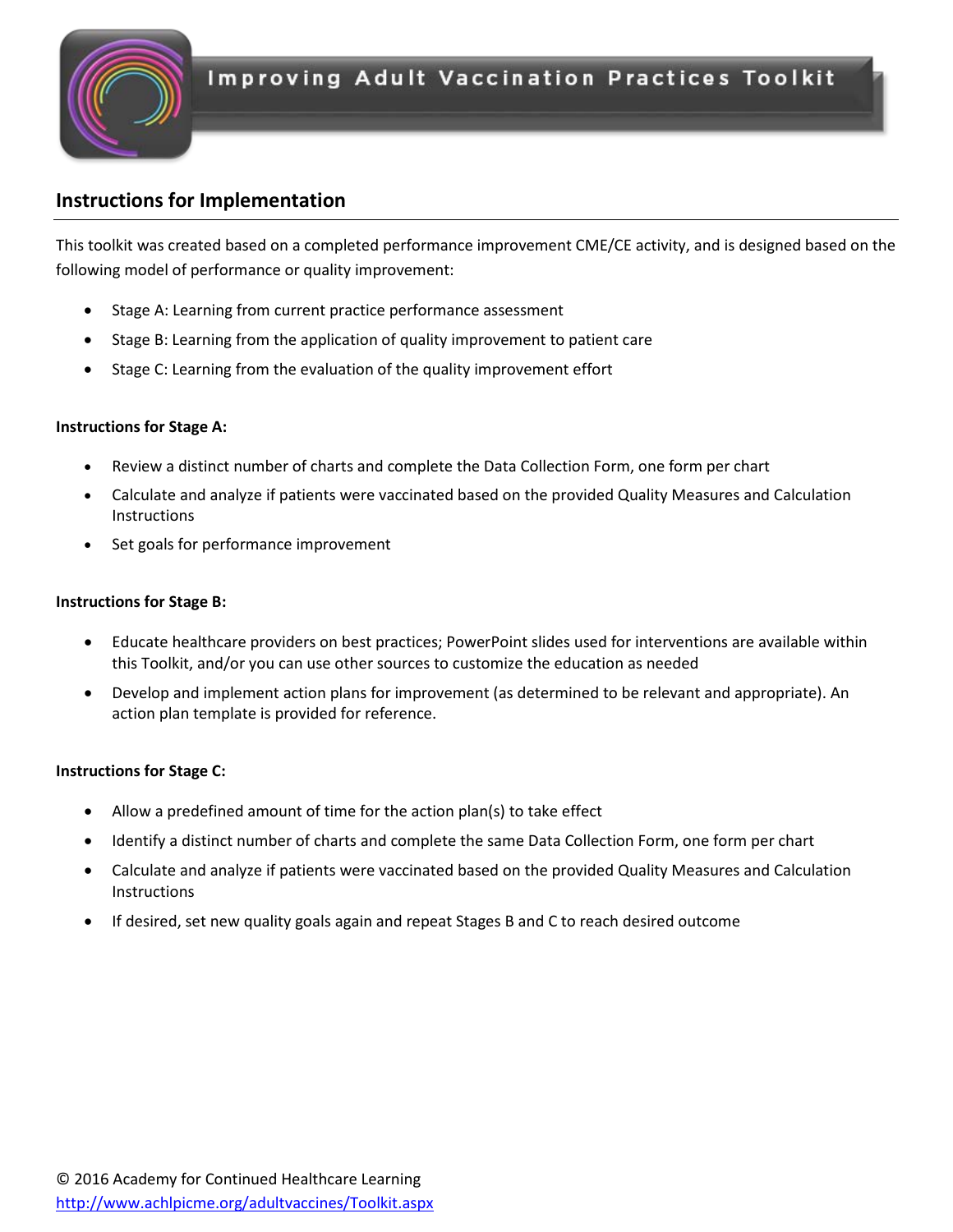# Improving Adult Vaccination Practices Toolkit

## Instructions for Implementation

This toolkit was created based on a completed performance improvement CME/CE activity, and is designed based on the following model of performance or quality improvement:

- Stage A: Learning from current practice performance assessment
- Stage B: Learning from the application of quality improvement to patient care
- Stage C: Learning from the evaluation of the quality improvement effort

**Instructions for Stage A:**

- Review a distinct number of charts and complete the Data Collection Form, one form per chart
- Calculate and analyze if patients were vaccinated based on the provided Quality Measures and Calculation Instructions
- Set goals for performance improvement

**Instructions for Stage B:**

- Educate healthcare providers on best practices; PowerPoint slides used for interventions are available within this Toolkit, and/or you can use other sources to customize the education as needed
- Develop and implement action plans for improvement (as determined to be relevant and appropriate). An action plan template is provided for reference.

**Instructions for Stage C:**

- Allow a predefined amount of time for the action plan(s) to take effect
- Identify a distinct number of charts and complete the same Data Collection Form, one form per chart
- Calculate and analyze if patients were vaccinated based on the provided Quality Measures and Calculation Instructions
- If desired, set new quality goals again and repeat Stages B and C to reach desired outcome

© 2016 Academy for Continued Healthcare Learning
http://www.achlpicme.org/adultvaccines/Toolkit.aspx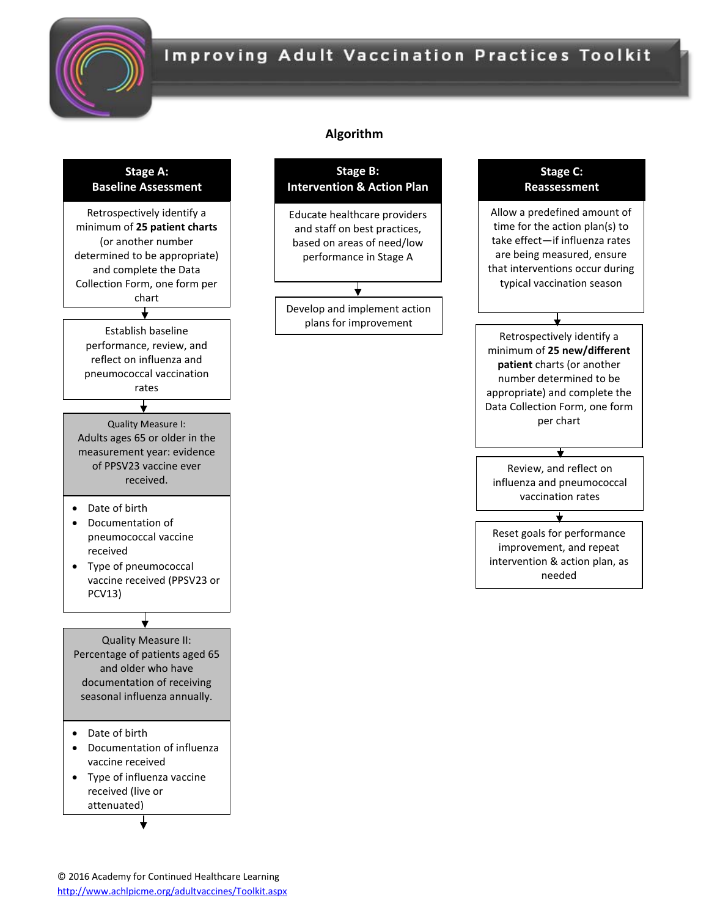# Improving Adult Vaccination Practices Toolkit

## Algorithm

### Stage A: Baseline Assessment

Retrospectively identify a minimum of **25 patient charts** (or another number determined to be appropriate) and complete the Data Collection Form, one form per chart

↓

Establish baseline performance, review, and reflect on influenza and pneumococcal vaccination rates

↓

Quality Measure I:
Adults ages 65 or older in the measurement year: evidence of PPSV23 vaccine ever received.

- Date of birth
- Documentation of pneumococcal vaccine received
- Type of pneumococcal vaccine received (PPSV23 or PCV13)

↓

Quality Measure II:
Percentage of patients aged 65 and older who have documentation of receiving seasonal influenza annually.

- Date of birth
- Documentation of influenza vaccine received
- Type of influenza vaccine received (live or attenuated)

↓

### Stage B: Intervention & Action Plan

Educate healthcare providers and staff on best practices, based on areas of need/low performance in Stage A

↓

Develop and implement action plans for improvement

### Stage C: Reassessment

Allow a predefined amount of time for the action plan(s) to take effect—if influenza rates are being measured, ensure that interventions occur during typical vaccination season

↓

Retrospectively identify a minimum of **25 new/different patient** charts (or another number determined to be appropriate) and complete the Data Collection Form, one form per chart

↓

Review, and reflect on influenza and pneumococcal vaccination rates

↓

Reset goals for performance improvement, and repeat intervention & action plan, as needed

© 2016 Academy for Continued Healthcare Learning
http://www.achlpicme.org/adultvaccines/Toolkit.aspx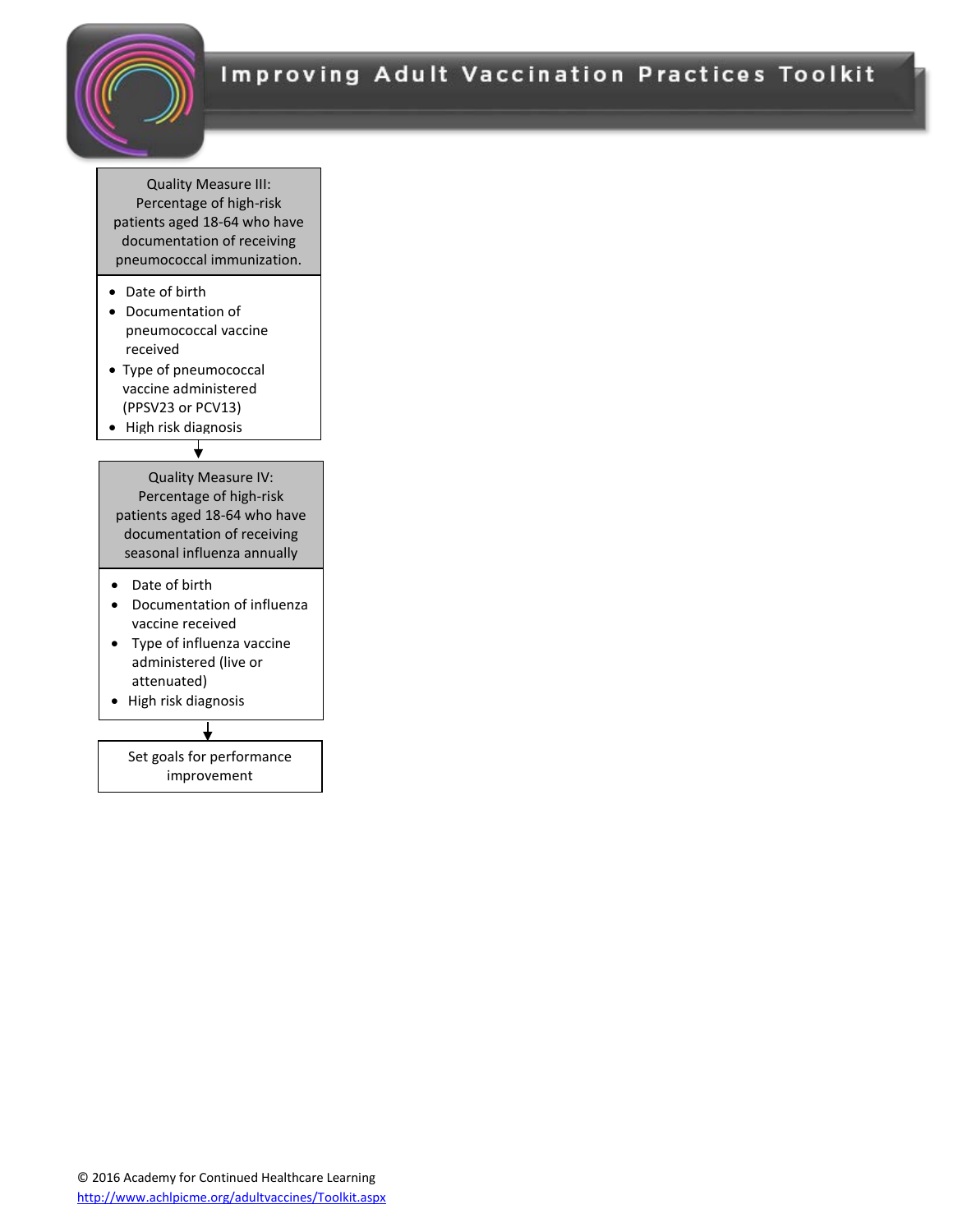Quality Measure III: Percentage of high-risk patients aged 18-64 who have documentation of receiving pneumococcal immunization.

- Date of birth
- Documentation of pneumococcal vaccine received
- Type of pneumococcal vaccine administered (PPSV23 or PCV13)
- High risk diagnosis

↓

Quality Measure IV: Percentage of high-risk patients aged 18-64 who have documentation of receiving seasonal influenza annually

- Date of birth
- Documentation of influenza vaccine received
- Type of influenza vaccine administered (live or attenuated)
- High risk diagnosis

↓

Set goals for performance improvement

© 2016 Academy for Continued Healthcare Learning
http://www.achlpicme.org/adultvaccines/Toolkit.aspx